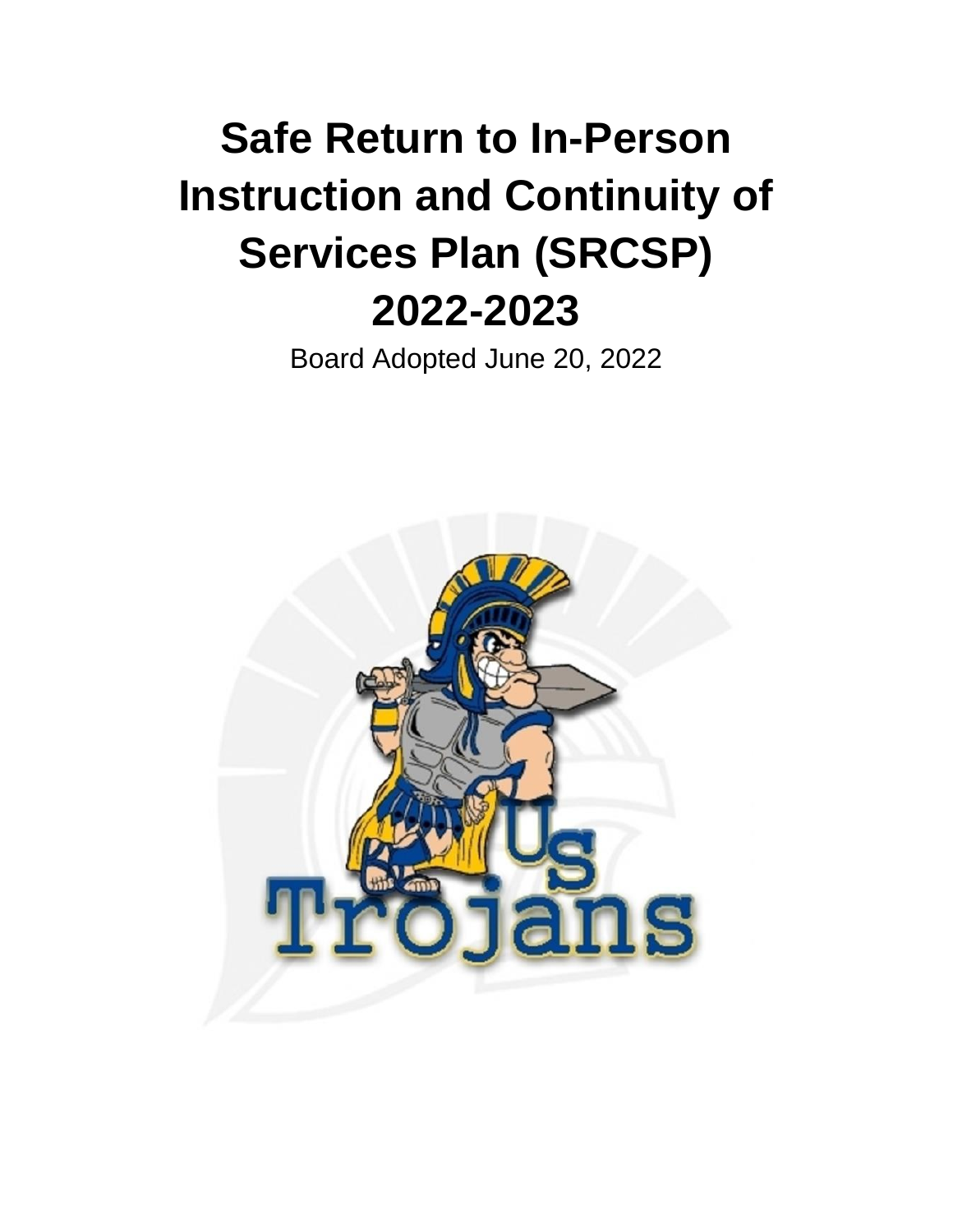# Safe Return to In-Person Instruction and Continuity of Services Plan (SRCSP) 2022-2023

Board Adopted June 20, 2022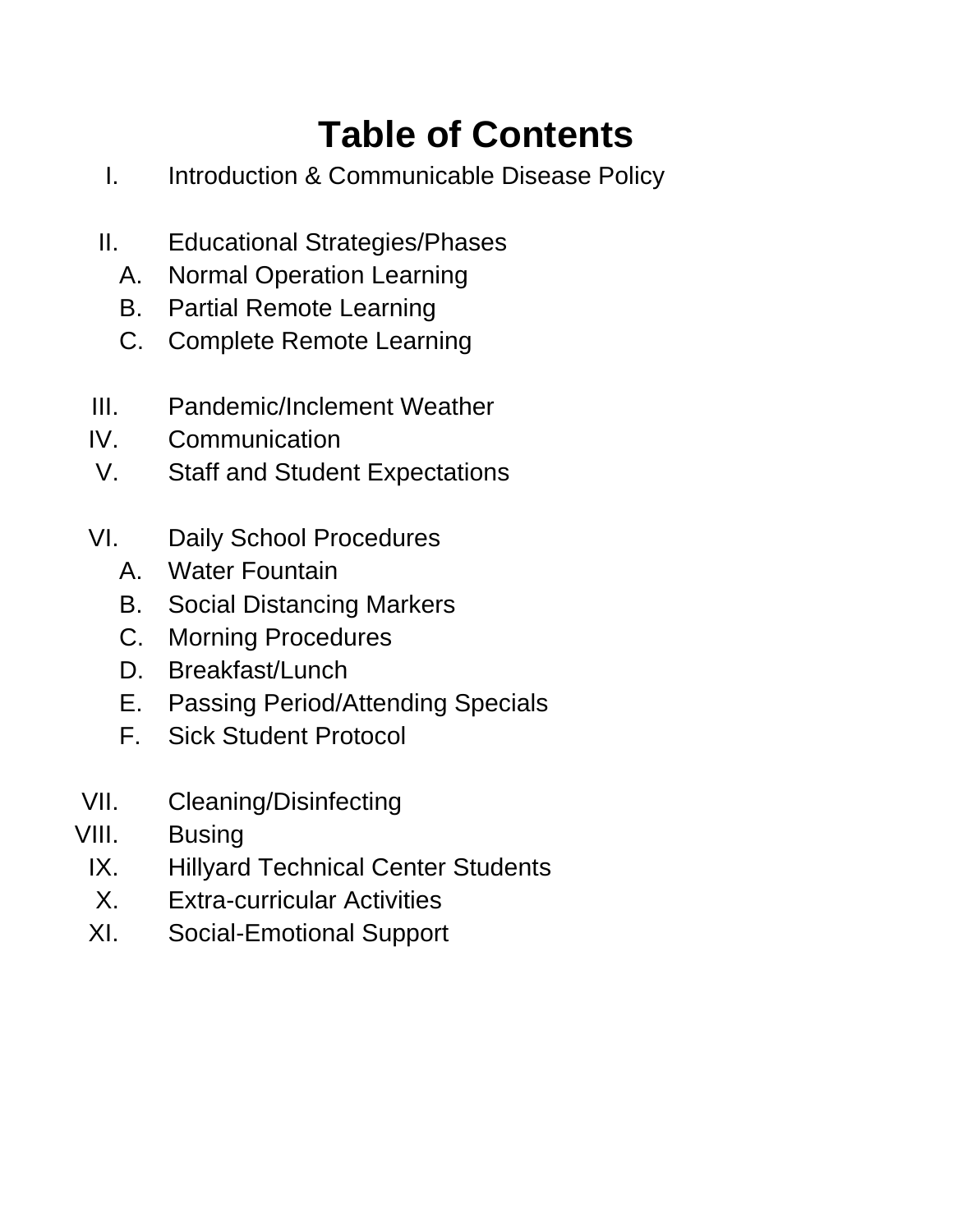# Table of Contents

I. Introduction & Communicable Disease Policy

II. Educational Strategies/Phases
   A. Normal Operation Learning
   B. Partial Remote Learning
   C. Complete Remote Learning

III. Pandemic/Inclement Weather

IV. Communication

V. Staff and Student Expectations

VI. Daily School Procedures
   A. Water Fountain
   B. Social Distancing Markers
   C. Morning Procedures
   D. Breakfast/Lunch
   E. Passing Period/Attending Specials
   F. Sick Student Protocol

VII. Cleaning/Disinfecting

VIII. Busing

IX. Hillyard Technical Center Students

X. Extra-curricular Activities

XI. Social-Emotional Support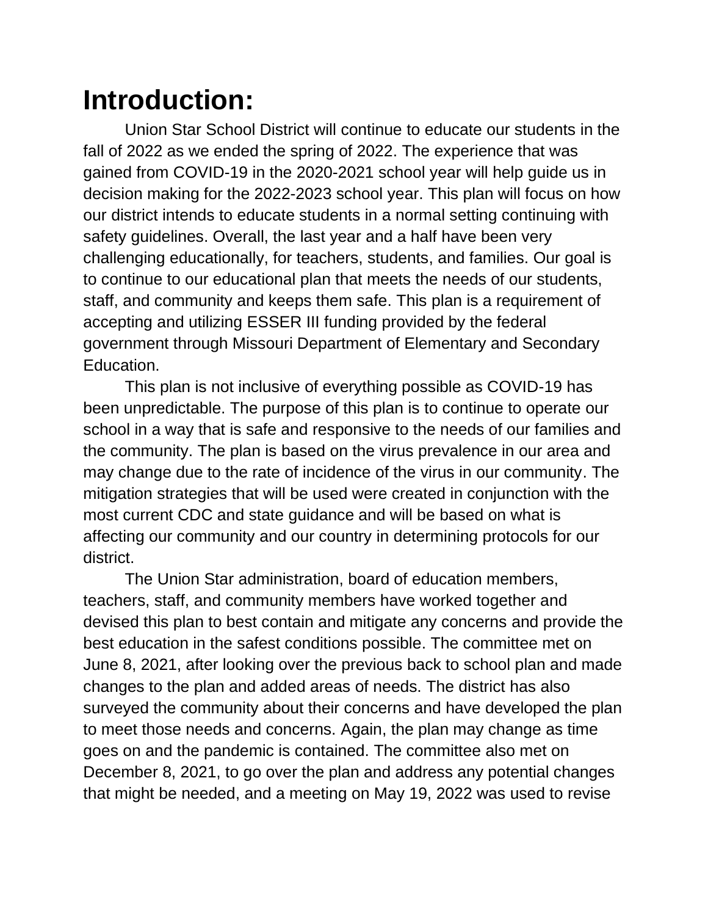# Introduction:

Union Star School District will continue to educate our students in the fall of 2022 as we ended the spring of 2022. The experience that was gained from COVID-19 in the 2020-2021 school year will help guide us in decision making for the 2022-2023 school year. This plan will focus on how our district intends to educate students in a normal setting continuing with safety guidelines. Overall, the last year and a half have been very challenging educationally, for teachers, students, and families. Our goal is to continue to our educational plan that meets the needs of our students, staff, and community and keeps them safe. This plan is a requirement of accepting and utilizing ESSER III funding provided by the federal government through Missouri Department of Elementary and Secondary Education.

This plan is not inclusive of everything possible as COVID-19 has been unpredictable. The purpose of this plan is to continue to operate our school in a way that is safe and responsive to the needs of our families and the community. The plan is based on the virus prevalence in our area and may change due to the rate of incidence of the virus in our community. The mitigation strategies that will be used were created in conjunction with the most current CDC and state guidance and will be based on what is affecting our community and our country in determining protocols for our district.

The Union Star administration, board of education members, teachers, staff, and community members have worked together and devised this plan to best contain and mitigate any concerns and provide the best education in the safest conditions possible. The committee met on June 8, 2021, after looking over the previous back to school plan and made changes to the plan and added areas of needs. The district has also surveyed the community about their concerns and have developed the plan to meet those needs and concerns. Again, the plan may change as time goes on and the pandemic is contained. The committee also met on December 8, 2021, to go over the plan and address any potential changes that might be needed, and a meeting on May 19, 2022 was used to revise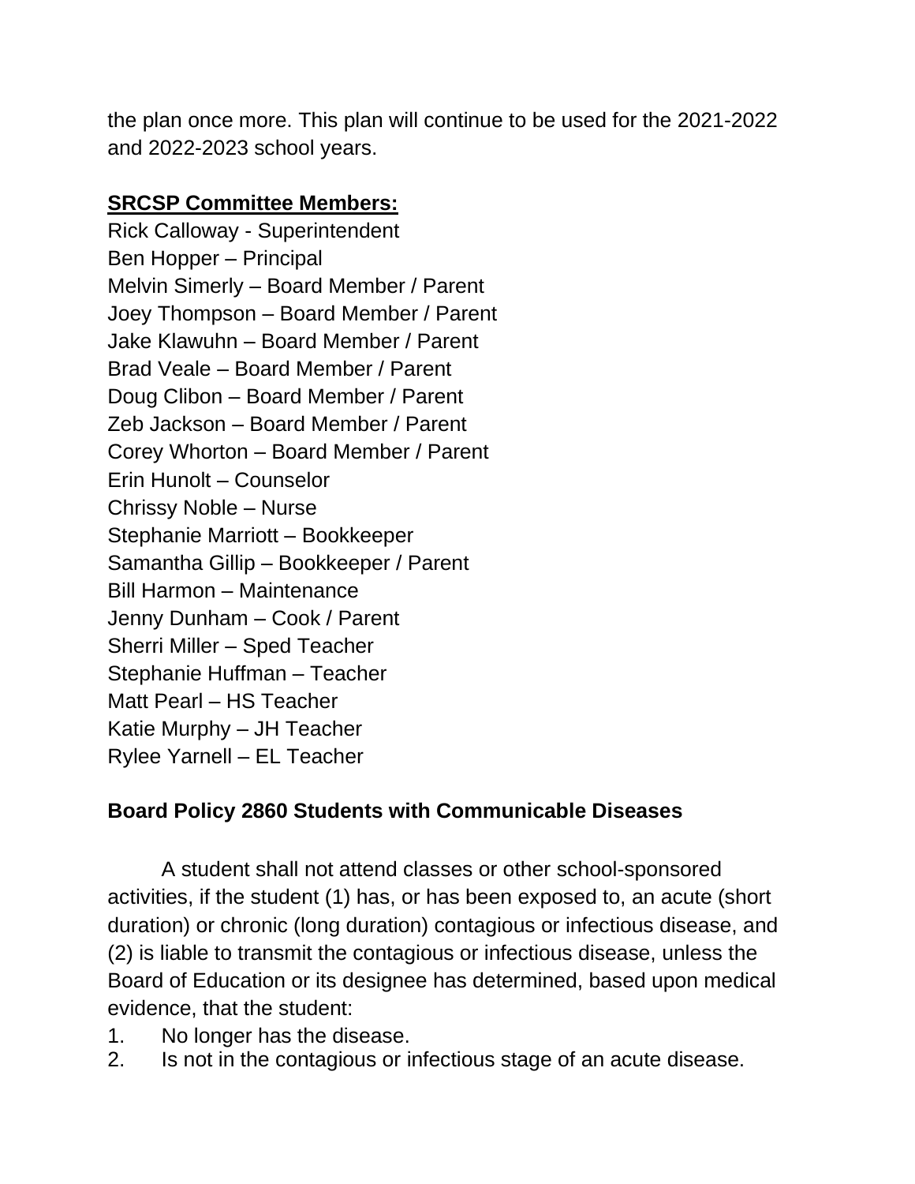the plan once more. This plan will continue to be used for the 2021-2022 and 2022-2023 school years.

**SRCSP Committee Members:**

Rick Calloway - Superintendent
Ben Hopper – Principal
Melvin Simerly – Board Member / Parent
Joey Thompson – Board Member / Parent
Jake Klawuhn – Board Member / Parent
Brad Veale – Board Member / Parent
Doug Clibon – Board Member / Parent
Zeb Jackson – Board Member / Parent
Corey Whorton – Board Member / Parent
Erin Hunolt – Counselor
Chrissy Noble – Nurse
Stephanie Marriott – Bookkeeper
Samantha Gillip – Bookkeeper / Parent
Bill Harmon – Maintenance
Jenny Dunham – Cook / Parent
Sherri Miller – Sped Teacher
Stephanie Huffman – Teacher
Matt Pearl – HS Teacher
Katie Murphy – JH Teacher
Rylee Yarnell – EL Teacher

**Board Policy 2860 Students with Communicable Diseases**

A student shall not attend classes or other school-sponsored activities, if the student (1) has, or has been exposed to, an acute (short duration) or chronic (long duration) contagious or infectious disease, and (2) is liable to transmit the contagious or infectious disease, unless the Board of Education or its designee has determined, based upon medical evidence, that the student:

1. No longer has the disease.
2. Is not in the contagious or infectious stage of an acute disease.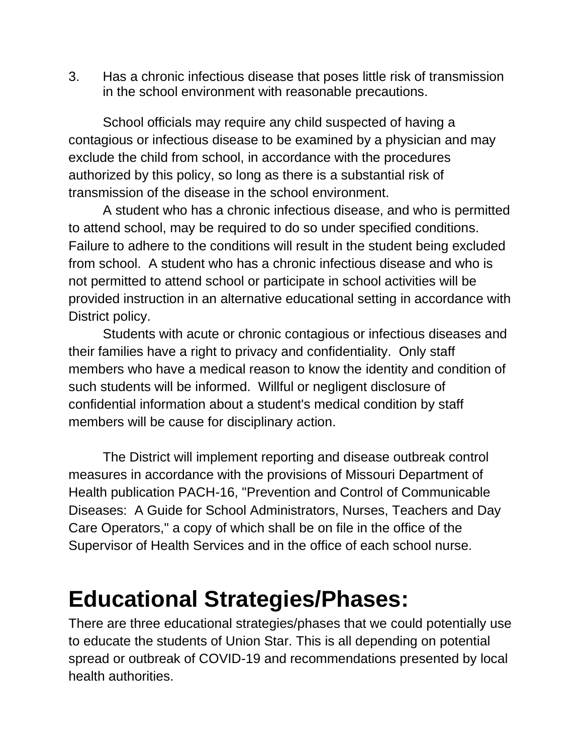3. Has a chronic infectious disease that poses little risk of transmission in the school environment with reasonable precautions.

School officials may require any child suspected of having a contagious or infectious disease to be examined by a physician and may exclude the child from school, in accordance with the procedures authorized by this policy, so long as there is a substantial risk of transmission of the disease in the school environment.

A student who has a chronic infectious disease, and who is permitted to attend school, may be required to do so under specified conditions. Failure to adhere to the conditions will result in the student being excluded from school. A student who has a chronic infectious disease and who is not permitted to attend school or participate in school activities will be provided instruction in an alternative educational setting in accordance with District policy.

Students with acute or chronic contagious or infectious diseases and their families have a right to privacy and confidentiality. Only staff members who have a medical reason to know the identity and condition of such students will be informed. Willful or negligent disclosure of confidential information about a student's medical condition by staff members will be cause for disciplinary action.

The District will implement reporting and disease outbreak control measures in accordance with the provisions of Missouri Department of Health publication PACH-16, "Prevention and Control of Communicable Diseases: A Guide for School Administrators, Nurses, Teachers and Day Care Operators," a copy of which shall be on file in the office of the Supervisor of Health Services and in the office of each school nurse.

# Educational Strategies/Phases:

There are three educational strategies/phases that we could potentially use to educate the students of Union Star. This is all depending on potential spread or outbreak of COVID-19 and recommendations presented by local health authorities.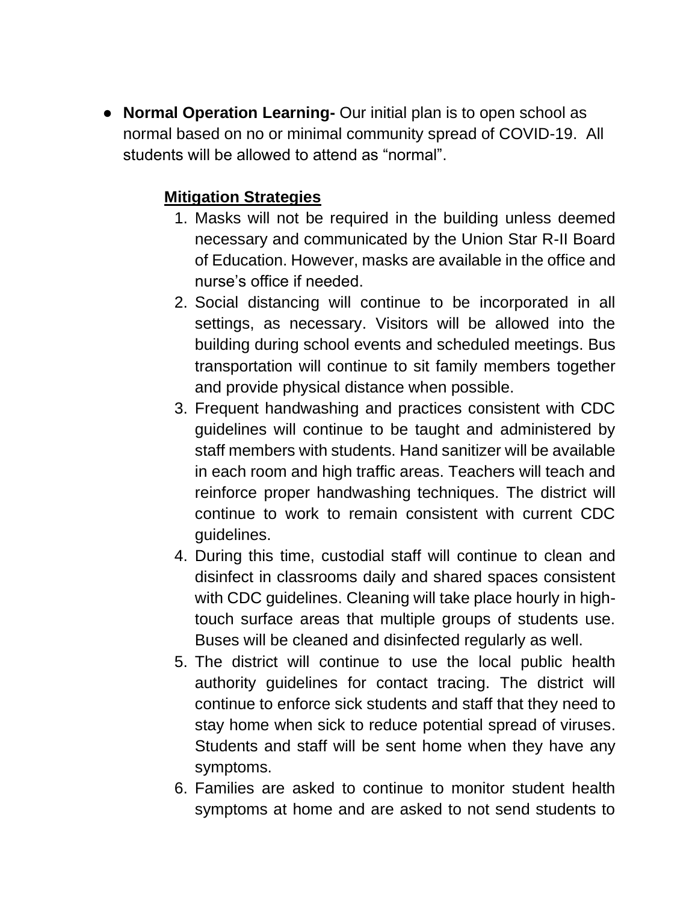- **Normal Operation Learning-** Our initial plan is to open school as normal based on no or minimal community spread of COVID-19. All students will be allowed to attend as "normal".

  **Mitigation Strategies**

  1. Masks will not be required in the building unless deemed necessary and communicated by the Union Star R-II Board of Education. However, masks are available in the office and nurse's office if needed.
  2. Social distancing will continue to be incorporated in all settings, as necessary. Visitors will be allowed into the building during school events and scheduled meetings. Bus transportation will continue to sit family members together and provide physical distance when possible.
  3. Frequent handwashing and practices consistent with CDC guidelines will continue to be taught and administered by staff members with students. Hand sanitizer will be available in each room and high traffic areas. Teachers will teach and reinforce proper handwashing techniques. The district will continue to work to remain consistent with current CDC guidelines.
  4. During this time, custodial staff will continue to clean and disinfect in classrooms daily and shared spaces consistent with CDC guidelines. Cleaning will take place hourly in high-touch surface areas that multiple groups of students use. Buses will be cleaned and disinfected regularly as well.
  5. The district will continue to use the local public health authority guidelines for contact tracing. The district will continue to enforce sick students and staff that they need to stay home when sick to reduce potential spread of viruses. Students and staff will be sent home when they have any symptoms.
  6. Families are asked to continue to monitor student health symptoms at home and are asked to not send students to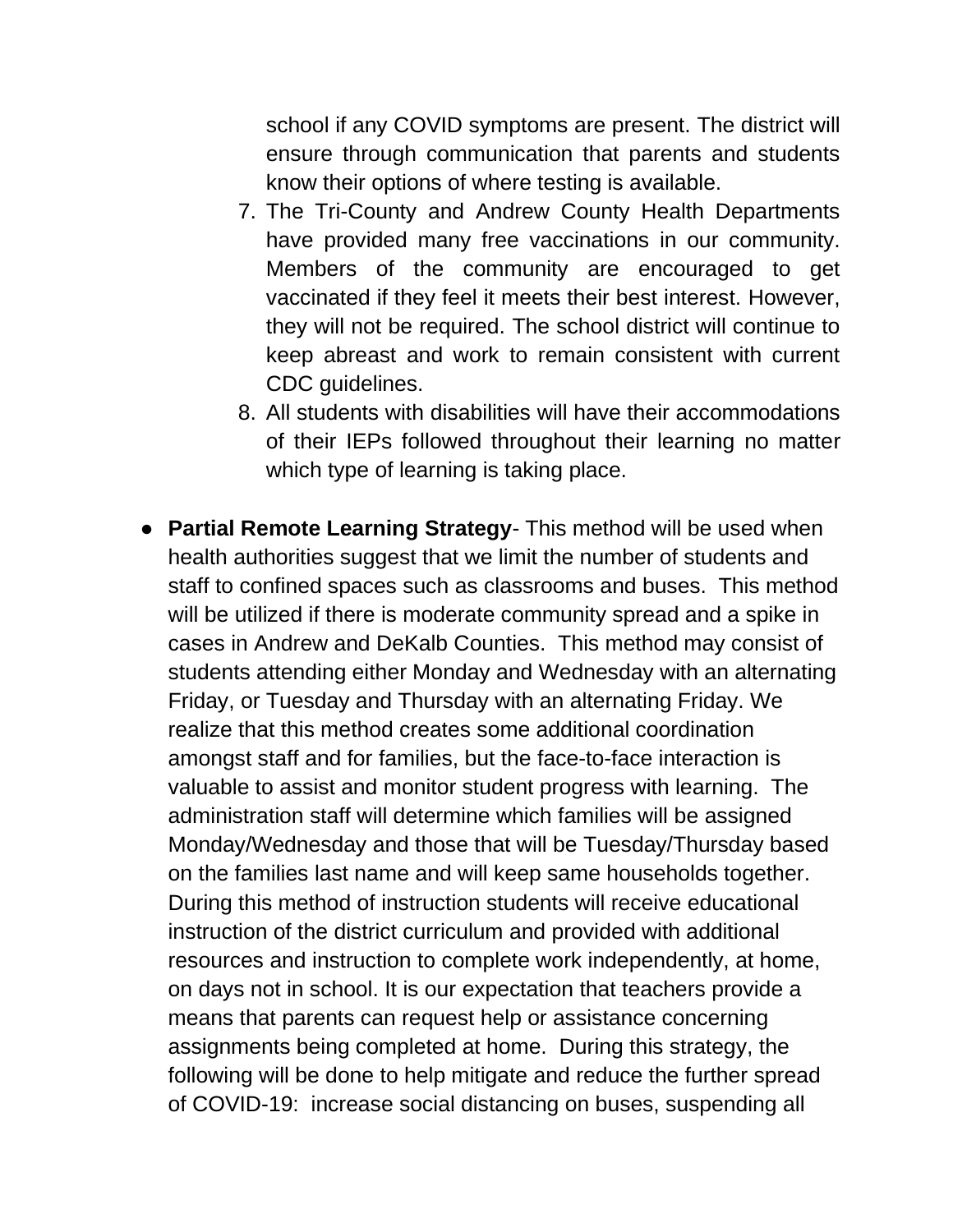school if any COVID symptoms are present. The district will ensure through communication that parents and students know their options of where testing is available.

7. The Tri-County and Andrew County Health Departments have provided many free vaccinations in our community. Members of the community are encouraged to get vaccinated if they feel it meets their best interest. However, they will not be required. The school district will continue to keep abreast and work to remain consistent with current CDC guidelines.
8. All students with disabilities will have their accommodations of their IEPs followed throughout their learning no matter which type of learning is taking place.

- **Partial Remote Learning Strategy**- This method will be used when health authorities suggest that we limit the number of students and staff to confined spaces such as classrooms and buses. This method will be utilized if there is moderate community spread and a spike in cases in Andrew and DeKalb Counties. This method may consist of students attending either Monday and Wednesday with an alternating Friday, or Tuesday and Thursday with an alternating Friday. We realize that this method creates some additional coordination amongst staff and for families, but the face-to-face interaction is valuable to assist and monitor student progress with learning. The administration staff will determine which families will be assigned Monday/Wednesday and those that will be Tuesday/Thursday based on the families last name and will keep same households together. During this method of instruction students will receive educational instruction of the district curriculum and provided with additional resources and instruction to complete work independently, at home, on days not in school. It is our expectation that teachers provide a means that parents can request help or assistance concerning assignments being completed at home. During this strategy, the following will be done to help mitigate and reduce the further spread of COVID-19: increase social distancing on buses, suspending all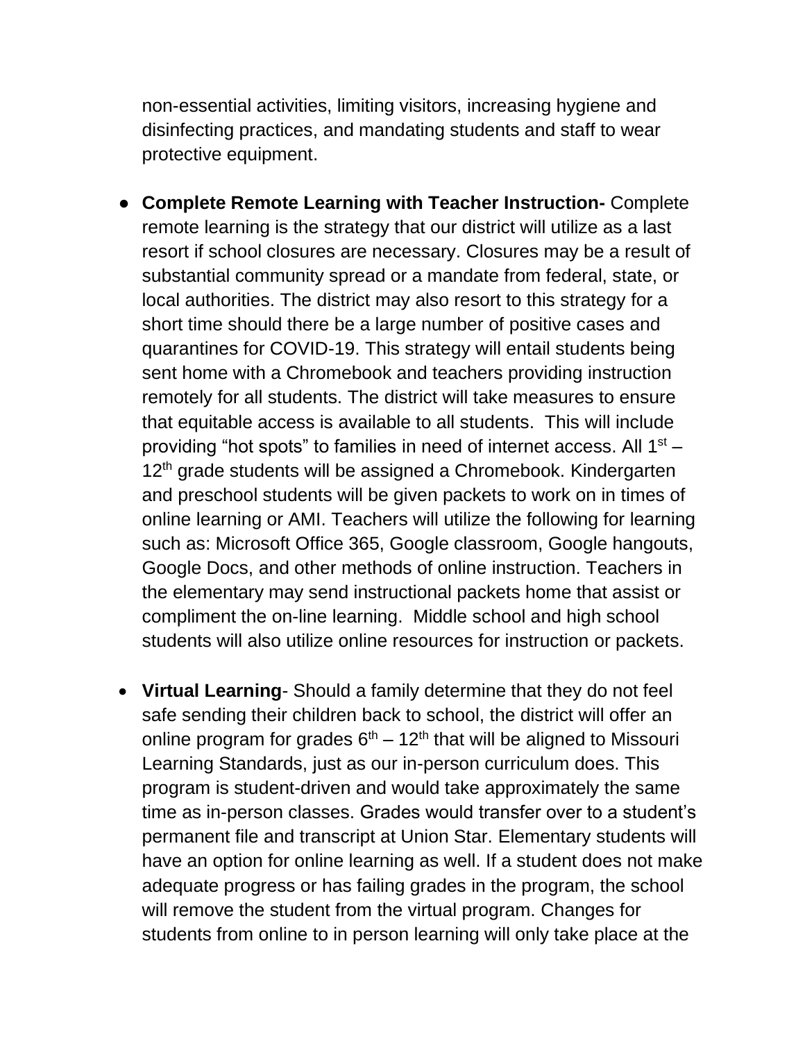non-essential activities, limiting visitors, increasing hygiene and disinfecting practices, and mandating students and staff to wear protective equipment.

- **Complete Remote Learning with Teacher Instruction-** Complete remote learning is the strategy that our district will utilize as a last resort if school closures are necessary. Closures may be a result of substantial community spread or a mandate from federal, state, or local authorities. The district may also resort to this strategy for a short time should there be a large number of positive cases and quarantines for COVID-19. This strategy will entail students being sent home with a Chromebook and teachers providing instruction remotely for all students. The district will take measures to ensure that equitable access is available to all students. This will include providing "hot spots" to families in need of internet access. All 1st – 12th grade students will be assigned a Chromebook. Kindergarten and preschool students will be given packets to work on in times of online learning or AMI. Teachers will utilize the following for learning such as: Microsoft Office 365, Google classroom, Google hangouts, Google Docs, and other methods of online instruction. Teachers in the elementary may send instructional packets home that assist or compliment the on-line learning. Middle school and high school students will also utilize online resources for instruction or packets.

- **Virtual Learning**- Should a family determine that they do not feel safe sending their children back to school, the district will offer an online program for grades 6th – 12th that will be aligned to Missouri Learning Standards, just as our in-person curriculum does. This program is student-driven and would take approximately the same time as in-person classes. Grades would transfer over to a student's permanent file and transcript at Union Star. Elementary students will have an option for online learning as well. If a student does not make adequate progress or has failing grades in the program, the school will remove the student from the virtual program. Changes for students from online to in person learning will only take place at the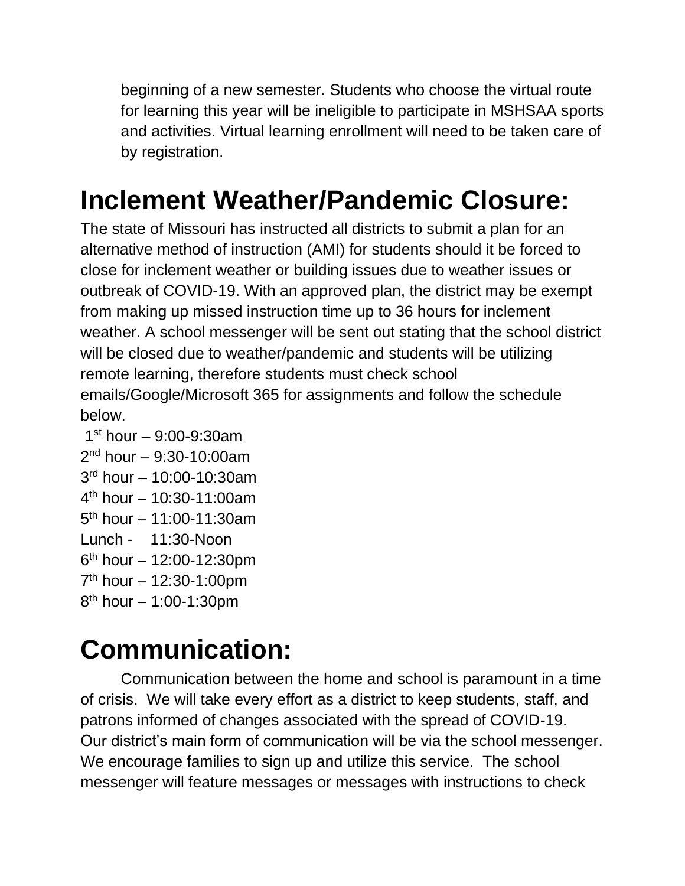beginning of a new semester. Students who choose the virtual route for learning this year will be ineligible to participate in MSHSAA sports and activities. Virtual learning enrollment will need to be taken care of by registration.

# Inclement Weather/Pandemic Closure:

The state of Missouri has instructed all districts to submit a plan for an alternative method of instruction (AMI) for students should it be forced to close for inclement weather or building issues due to weather issues or outbreak of COVID-19. With an approved plan, the district may be exempt from making up missed instruction time up to 36 hours for inclement weather. A school messenger will be sent out stating that the school district will be closed due to weather/pandemic and students will be utilizing remote learning, therefore students must check school emails/Google/Microsoft 365 for assignments and follow the schedule below.

1st hour – 9:00-9:30am
2nd hour – 9:30-10:00am
3rd hour – 10:00-10:30am
4th hour – 10:30-11:00am
5th hour – 11:00-11:30am
Lunch - 11:30-Noon
6th hour – 12:00-12:30pm
7th hour – 12:30-1:00pm
8th hour – 1:00-1:30pm

# Communication:

Communication between the home and school is paramount in a time of crisis. We will take every effort as a district to keep students, staff, and patrons informed of changes associated with the spread of COVID-19. Our district's main form of communication will be via the school messenger. We encourage families to sign up and utilize this service. The school messenger will feature messages or messages with instructions to check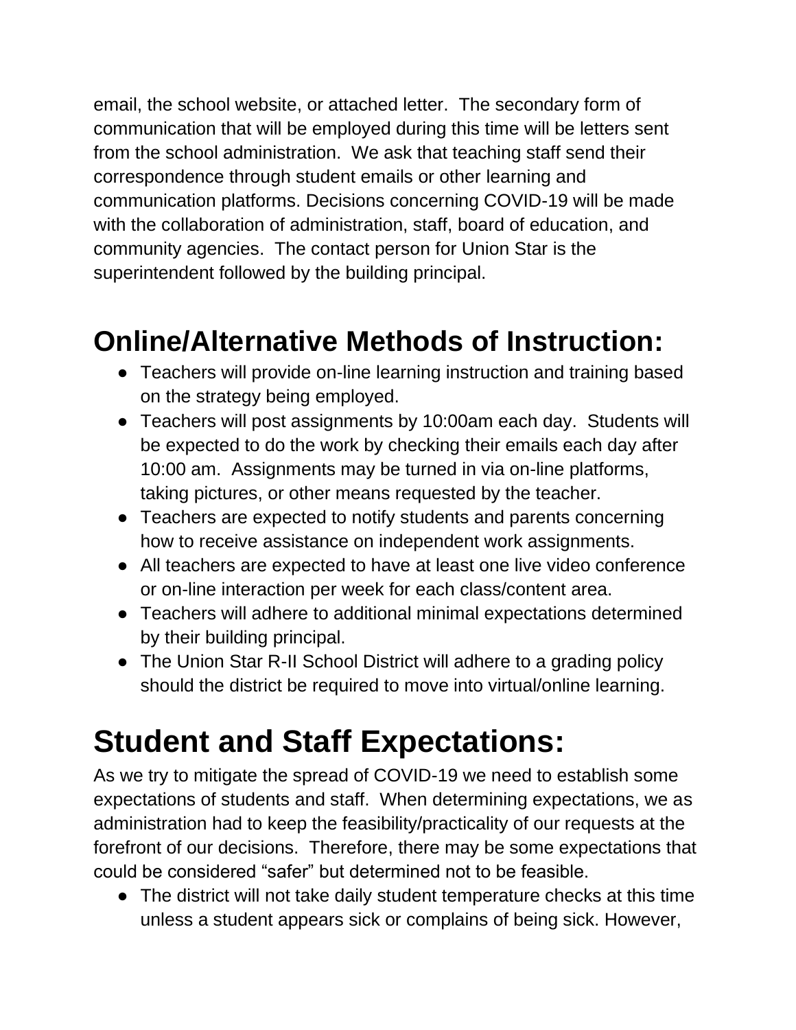email, the school website, or attached letter. The secondary form of communication that will be employed during this time will be letters sent from the school administration. We ask that teaching staff send their correspondence through student emails or other learning and communication platforms. Decisions concerning COVID-19 will be made with the collaboration of administration, staff, board of education, and community agencies. The contact person for Union Star is the superintendent followed by the building principal.

## Online/Alternative Methods of Instruction:

- Teachers will provide on-line learning instruction and training based on the strategy being employed.
- Teachers will post assignments by 10:00am each day. Students will be expected to do the work by checking their emails each day after 10:00 am. Assignments may be turned in via on-line platforms, taking pictures, or other means requested by the teacher.
- Teachers are expected to notify students and parents concerning how to receive assistance on independent work assignments.
- All teachers are expected to have at least one live video conference or on-line interaction per week for each class/content area.
- Teachers will adhere to additional minimal expectations determined by their building principal.
- The Union Star R-II School District will adhere to a grading policy should the district be required to move into virtual/online learning.

# Student and Staff Expectations:

As we try to mitigate the spread of COVID-19 we need to establish some expectations of students and staff. When determining expectations, we as administration had to keep the feasibility/practicality of our requests at the forefront of our decisions. Therefore, there may be some expectations that could be considered "safer" but determined not to be feasible.

- The district will not take daily student temperature checks at this time unless a student appears sick or complains of being sick. However,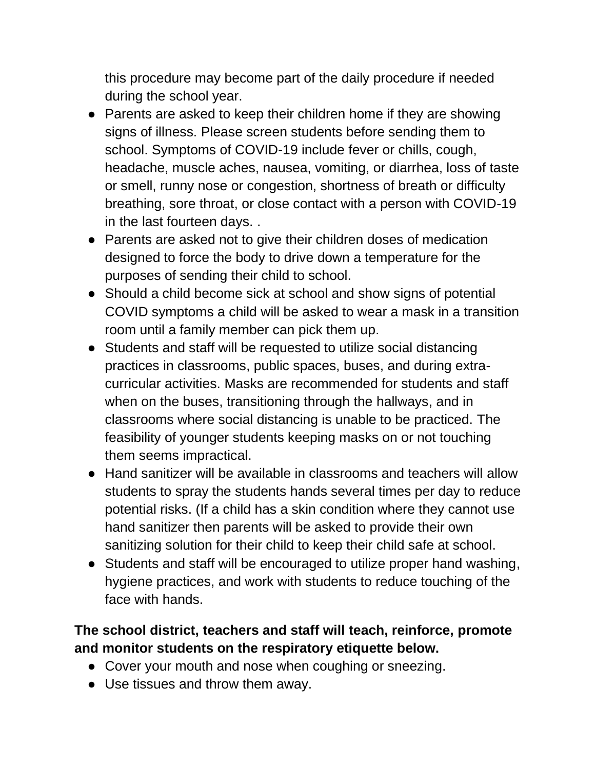this procedure may become part of the daily procedure if needed during the school year.

- Parents are asked to keep their children home if they are showing signs of illness. Please screen students before sending them to school. Symptoms of COVID-19 include fever or chills, cough, headache, muscle aches, nausea, vomiting, or diarrhea, loss of taste or smell, runny nose or congestion, shortness of breath or difficulty breathing, sore throat, or close contact with a person with COVID-19 in the last fourteen days. .
- Parents are asked not to give their children doses of medication designed to force the body to drive down a temperature for the purposes of sending their child to school.
- Should a child become sick at school and show signs of potential COVID symptoms a child will be asked to wear a mask in a transition room until a family member can pick them up.
- Students and staff will be requested to utilize social distancing practices in classrooms, public spaces, buses, and during extra-curricular activities. Masks are recommended for students and staff when on the buses, transitioning through the hallways, and in classrooms where social distancing is unable to be practiced. The feasibility of younger students keeping masks on or not touching them seems impractical.
- Hand sanitizer will be available in classrooms and teachers will allow students to spray the students hands several times per day to reduce potential risks. (If a child has a skin condition where they cannot use hand sanitizer then parents will be asked to provide their own sanitizing solution for their child to keep their child safe at school.
- Students and staff will be encouraged to utilize proper hand washing, hygiene practices, and work with students to reduce touching of the face with hands.

**The school district, teachers and staff will teach, reinforce, promote and monitor students on the respiratory etiquette below.**

- Cover your mouth and nose when coughing or sneezing.
- Use tissues and throw them away.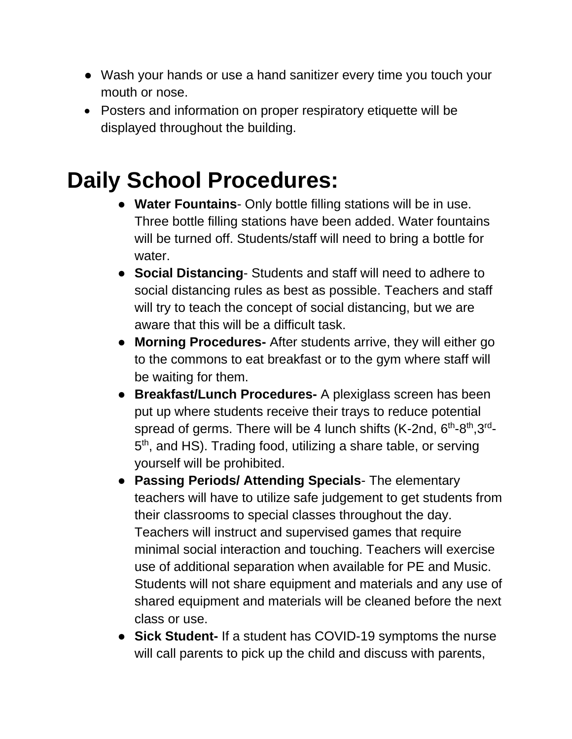- Wash your hands or use a hand sanitizer every time you touch your mouth or nose.
- Posters and information on proper respiratory etiquette will be displayed throughout the building.

# Daily School Procedures:

- **Water Fountains**- Only bottle filling stations will be in use. Three bottle filling stations have been added. Water fountains will be turned off. Students/staff will need to bring a bottle for water.
- **Social Distancing**- Students and staff will need to adhere to social distancing rules as best as possible. Teachers and staff will try to teach the concept of social distancing, but we are aware that this will be a difficult task.
- **Morning Procedures-** After students arrive, they will either go to the commons to eat breakfast or to the gym where staff will be waiting for them.
- **Breakfast/Lunch Procedures-** A plexiglass screen has been put up where students receive their trays to reduce potential spread of germs. There will be 4 lunch shifts (K-2nd, 6th-8th, 3rd-5th, and HS). Trading food, utilizing a share table, or serving yourself will be prohibited.
- **Passing Periods/ Attending Specials**- The elementary teachers will have to utilize safe judgement to get students from their classrooms to special classes throughout the day. Teachers will instruct and supervised games that require minimal social interaction and touching. Teachers will exercise use of additional separation when available for PE and Music. Students will not share equipment and materials and any use of shared equipment and materials will be cleaned before the next class or use.
- **Sick Student-** If a student has COVID-19 symptoms the nurse will call parents to pick up the child and discuss with parents,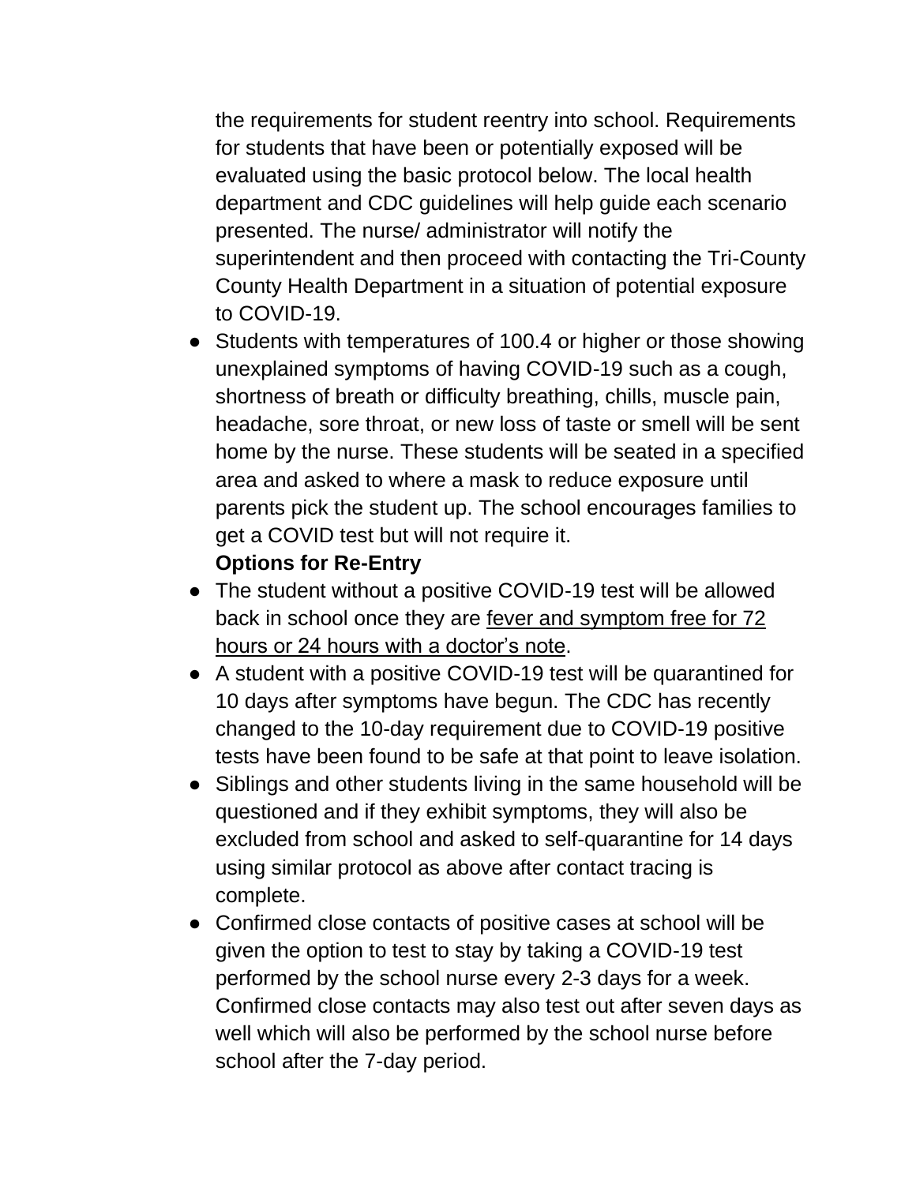the requirements for student reentry into school. Requirements for students that have been or potentially exposed will be evaluated using the basic protocol below. The local health department and CDC guidelines will help guide each scenario presented. The nurse/ administrator will notify the superintendent and then proceed with contacting the Tri-County County Health Department in a situation of potential exposure to COVID-19.

- Students with temperatures of 100.4 or higher or those showing unexplained symptoms of having COVID-19 such as a cough, shortness of breath or difficulty breathing, chills, muscle pain, headache, sore throat, or new loss of taste or smell will be sent home by the nurse. These students will be seated in a specified area and asked to where a mask to reduce exposure until parents pick the student up. The school encourages families to get a COVID test but will not require it.

**Options for Re-Entry**

- The student without a positive COVID-19 test will be allowed back in school once they are <u>fever and symptom free for 72 hours or 24 hours with a doctor's note</u>.
- A student with a positive COVID-19 test will be quarantined for 10 days after symptoms have begun. The CDC has recently changed to the 10-day requirement due to COVID-19 positive tests have been found to be safe at that point to leave isolation.
- Siblings and other students living in the same household will be questioned and if they exhibit symptoms, they will also be excluded from school and asked to self-quarantine for 14 days using similar protocol as above after contact tracing is complete.
- Confirmed close contacts of positive cases at school will be given the option to test to stay by taking a COVID-19 test performed by the school nurse every 2-3 days for a week. Confirmed close contacts may also test out after seven days as well which will also be performed by the school nurse before school after the 7-day period.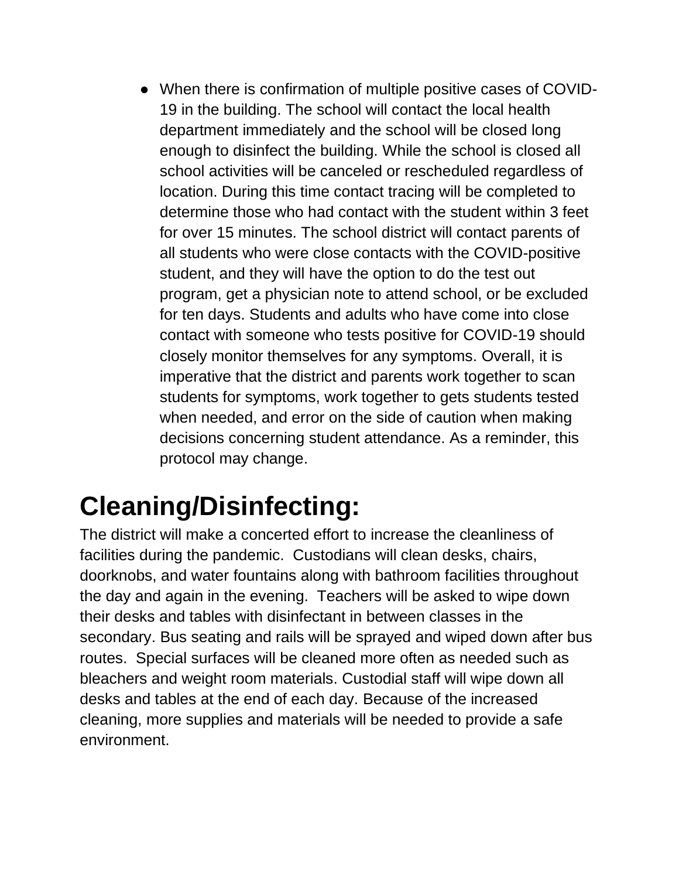- When there is confirmation of multiple positive cases of COVID-19 in the building. The school will contact the local health department immediately and the school will be closed long enough to disinfect the building. While the school is closed all school activities will be canceled or rescheduled regardless of location. During this time contact tracing will be completed to determine those who had contact with the student within 3 feet for over 15 minutes. The school district will contact parents of all students who were close contacts with the COVID-positive student, and they will have the option to do the test out program, get a physician note to attend school, or be excluded for ten days. Students and adults who have come into close contact with someone who tests positive for COVID-19 should closely monitor themselves for any symptoms. Overall, it is imperative that the district and parents work together to scan students for symptoms, work together to gets students tested when needed, and error on the side of caution when making decisions concerning student attendance. As a reminder, this protocol may change.

# Cleaning/Disinfecting:

The district will make a concerted effort to increase the cleanliness of facilities during the pandemic. Custodians will clean desks, chairs, doorknobs, and water fountains along with bathroom facilities throughout the day and again in the evening. Teachers will be asked to wipe down their desks and tables with disinfectant in between classes in the secondary. Bus seating and rails will be sprayed and wiped down after bus routes. Special surfaces will be cleaned more often as needed such as bleachers and weight room materials. Custodial staff will wipe down all desks and tables at the end of each day. Because of the increased cleaning, more supplies and materials will be needed to provide a safe environment.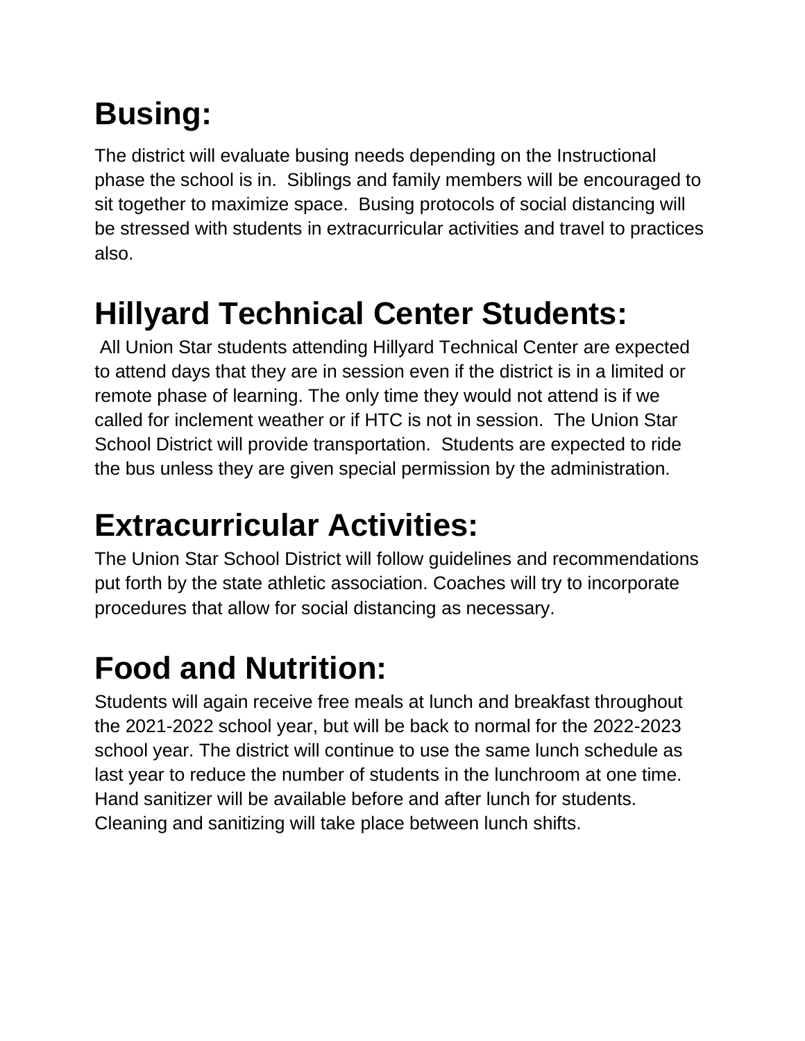# Busing:

The district will evaluate busing needs depending on the Instructional phase the school is in. Siblings and family members will be encouraged to sit together to maximize space. Busing protocols of social distancing will be stressed with students in extracurricular activities and travel to practices also.

# Hillyard Technical Center Students:

All Union Star students attending Hillyard Technical Center are expected to attend days that they are in session even if the district is in a limited or remote phase of learning. The only time they would not attend is if we called for inclement weather or if HTC is not in session. The Union Star School District will provide transportation. Students are expected to ride the bus unless they are given special permission by the administration.

# Extracurricular Activities:

The Union Star School District will follow guidelines and recommendations put forth by the state athletic association. Coaches will try to incorporate procedures that allow for social distancing as necessary.

# Food and Nutrition:

Students will again receive free meals at lunch and breakfast throughout the 2021-2022 school year, but will be back to normal for the 2022-2023 school year. The district will continue to use the same lunch schedule as last year to reduce the number of students in the lunchroom at one time. Hand sanitizer will be available before and after lunch for students. Cleaning and sanitizing will take place between lunch shifts.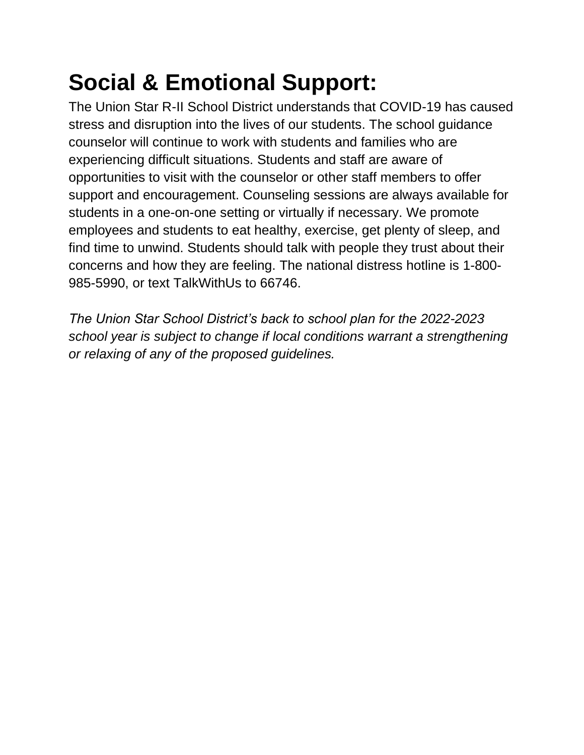# Social & Emotional Support:

The Union Star R-II School District understands that COVID-19 has caused stress and disruption into the lives of our students. The school guidance counselor will continue to work with students and families who are experiencing difficult situations. Students and staff are aware of opportunities to visit with the counselor or other staff members to offer support and encouragement. Counseling sessions are always available for students in a one-on-one setting or virtually if necessary. We promote employees and students to eat healthy, exercise, get plenty of sleep, and find time to unwind. Students should talk with people they trust about their concerns and how they are feeling. The national distress hotline is 1-800-985-5990, or text TalkWithUs to 66746.

*The Union Star School District's back to school plan for the 2022-2023 school year is subject to change if local conditions warrant a strengthening or relaxing of any of the proposed guidelines.*